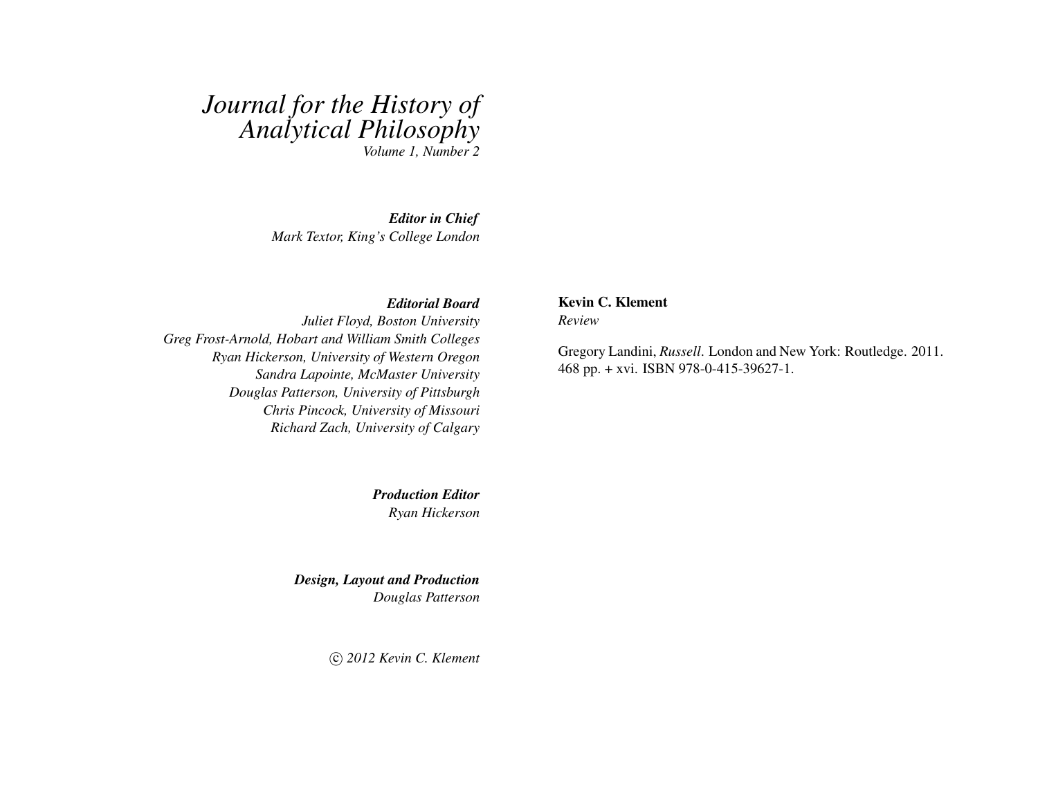# *Journal for the History of Analytical Philosophy*

*Volume 1, Number 2*

***Editor in Chief***

*Mark Textor, King's College London*

***Editorial Board***

*Juliet Floyd, Boston University*
*Greg Frost-Arnold, Hobart and William Smith Colleges*
*Ryan Hickerson, University of Western Oregon*
*Sandra Lapointe, McMaster University*
*Douglas Patterson, University of Pittsburgh*
*Chris Pincock, University of Missouri*
*Richard Zach, University of Calgary*

***Production Editor***

*Ryan Hickerson*

***Design, Layout and Production***

*Douglas Patterson*

*© 2012 Kevin C. Klement*

**Kevin C. Klement**

*Review*

Gregory Landini, *Russell*. London and New York: Routledge. 2011. 468 pp. + xvi. ISBN 978-0-415-39627-1.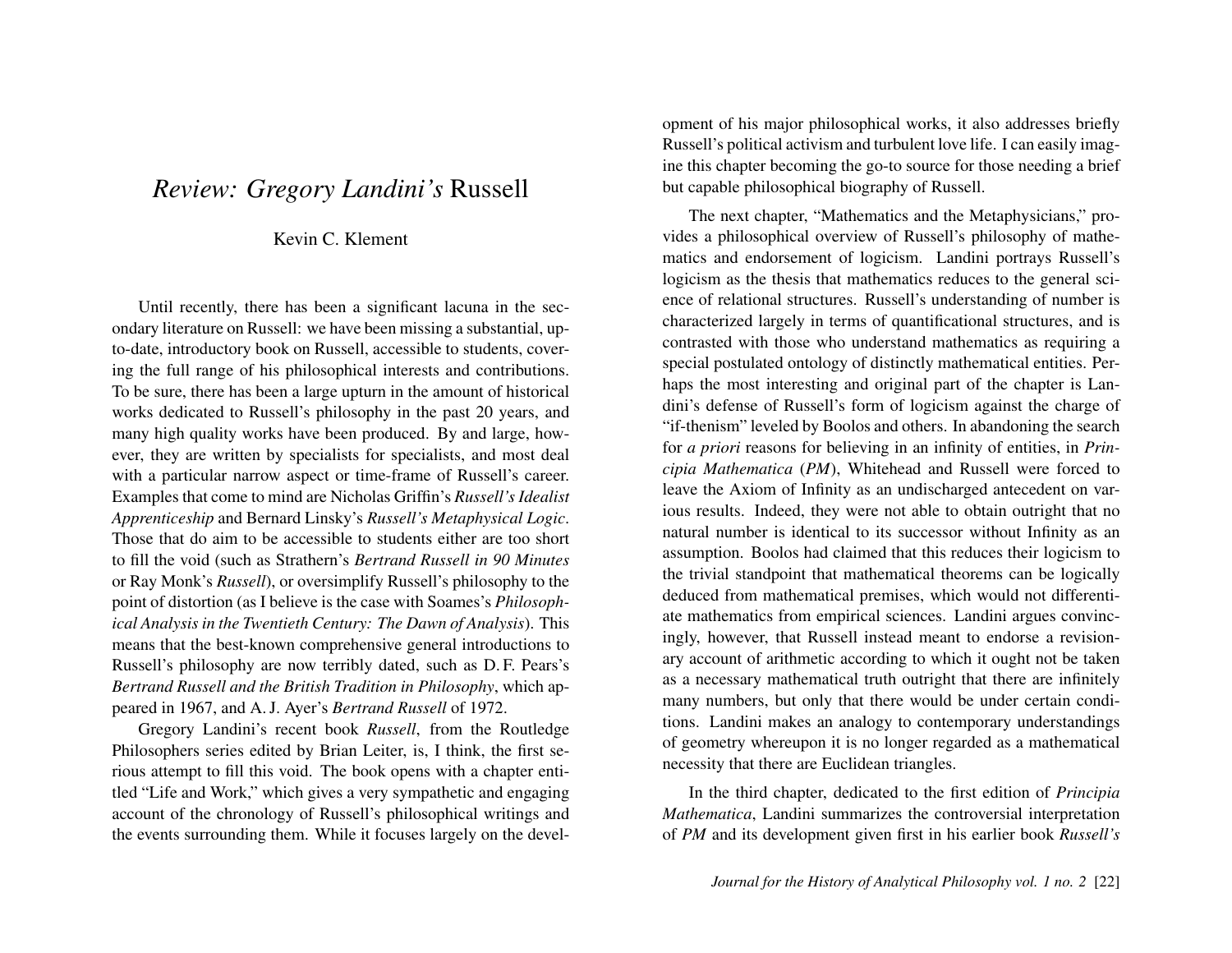# *Review: Gregory Landini's* Russell

Kevin C. Klement

Until recently, there has been a significant lacuna in the secondary literature on Russell: we have been missing a substantial, up-to-date, introductory book on Russell, accessible to students, covering the full range of his philosophical interests and contributions. To be sure, there has been a large upturn in the amount of historical works dedicated to Russell's philosophy in the past 20 years, and many high quality works have been produced. By and large, however, they are written by specialists for specialists, and most deal with a particular narrow aspect or time-frame of Russell's career. Examples that come to mind are Nicholas Griffin's *Russell's Idealist Apprenticeship* and Bernard Linsky's *Russell's Metaphysical Logic*. Those that do aim to be accessible to students either are too short to fill the void (such as Strathern's *Bertrand Russell in 90 Minutes* or Ray Monk's *Russell*), or oversimplify Russell's philosophy to the point of distortion (as I believe is the case with Soames's *Philosophical Analysis in the Twentieth Century: The Dawn of Analysis*). This means that the best-known comprehensive general introductions to Russell's philosophy are now terribly dated, such as D. F. Pears's *Bertrand Russell and the British Tradition in Philosophy*, which appeared in 1967, and A. J. Ayer's *Bertrand Russell* of 1972.

Gregory Landini's recent book *Russell*, from the Routledge Philosophers series edited by Brian Leiter, is, I think, the first serious attempt to fill this void. The book opens with a chapter entitled "Life and Work," which gives a very sympathetic and engaging account of the chronology of Russell's philosophical writings and the events surrounding them. While it focuses largely on the development of his major philosophical works, it also addresses briefly Russell's political activism and turbulent love life. I can easily imagine this chapter becoming the go-to source for those needing a brief but capable philosophical biography of Russell.

The next chapter, "Mathematics and the Metaphysicians," provides a philosophical overview of Russell's philosophy of mathematics and endorsement of logicism. Landini portrays Russell's logicism as the thesis that mathematics reduces to the general science of relational structures. Russell's understanding of number is characterized largely in terms of quantificational structures, and is contrasted with those who understand mathematics as requiring a special postulated ontology of distinctly mathematical entities. Perhaps the most interesting and original part of the chapter is Landini's defense of Russell's form of logicism against the charge of "if-thenism" leveled by Boolos and others. In abandoning the search for *a priori* reasons for believing in an infinity of entities, in *Principia Mathematica* (*PM*), Whitehead and Russell were forced to leave the Axiom of Infinity as an undischarged antecedent on various results. Indeed, they were not able to obtain outright that no natural number is identical to its successor without Infinity as an assumption. Boolos had claimed that this reduces their logicism to the trivial standpoint that mathematical theorems can be logically deduced from mathematical premises, which would not differentiate mathematics from empirical sciences. Landini argues convincingly, however, that Russell instead meant to endorse a revisionary account of arithmetic according to which it ought not be taken as a necessary mathematical truth outright that there are infinitely many numbers, but only that there would be under certain conditions. Landini makes an analogy to contemporary understandings of geometry whereupon it is no longer regarded as a mathematical necessity that there are Euclidean triangles.

In the third chapter, dedicated to the first edition of *Principia Mathematica*, Landini summarizes the controversial interpretation of *PM* and its development given first in his earlier book *Russell's*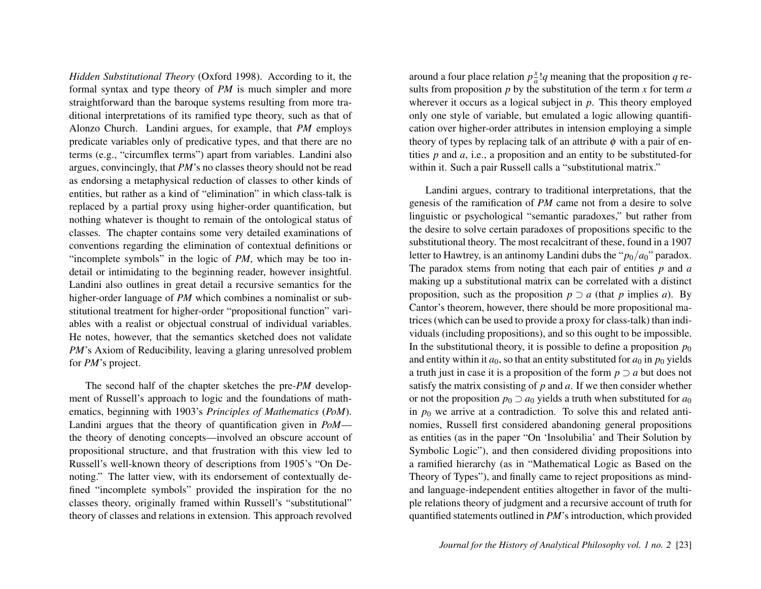*Hidden Substitutional Theory* (Oxford 1998). According to it, the formal syntax and type theory of *PM* is much simpler and more straightforward than the baroque systems resulting from more traditional interpretations of its ramified type theory, such as that of Alonzo Church. Landini argues, for example, that *PM* employs predicate variables only of predicative types, and that there are no terms (e.g., "circumflex terms") apart from variables. Landini also argues, convincingly, that *PM*'s no classes theory should not be read as endorsing a metaphysical reduction of classes to other kinds of entities, but rather as a kind of "elimination" in which class-talk is replaced by a partial proxy using higher-order quantification, but nothing whatever is thought to remain of the ontological status of classes. The chapter contains some very detailed examinations of conventions regarding the elimination of contextual definitions or "incomplete symbols" in the logic of *PM*, which may be too in-detail or intimidating to the beginning reader, however insightful. Landini also outlines in great detail a recursive semantics for the higher-order language of *PM* which combines a nominalist or substitutional treatment for higher-order "propositional function" variables with a realist or objectual construal of individual variables. He notes, however, that the semantics sketched does not validate *PM*'s Axiom of Reducibility, leaving a glaring unresolved problem for *PM*'s project.

The second half of the chapter sketches the pre-*PM* development of Russell's approach to logic and the foundations of mathematics, beginning with 1903's *Principles of Mathematics* (*PoM*). Landini argues that the theory of quantification given in *PoM*—the theory of denoting concepts—involved an obscure account of propositional structure, and that frustration with this view led to Russell's well-known theory of descriptions from 1905's "On Denoting." The latter view, with its endorsement of contextually defined "incomplete symbols" provided the inspiration for the no classes theory, originally framed within Russell's "substitutional" theory of classes and relations in extension. This approach revolved around a four place relation $p\frac{x}{a}!q$ meaning that the proposition $q$ results from proposition $p$ by the substitution of the term $x$ for term $a$ wherever it occurs as a logical subject in $p$. This theory employed only one style of variable, but emulated a logic allowing quantification over higher-order attributes in intension employing a simple theory of types by replacing talk of an attribute $\phi$ with a pair of entities $p$ and $a$, i.e., a proposition and an entity to be substituted-for within it. Such a pair Russell calls a "substitutional matrix."

Landini argues, contrary to traditional interpretations, that the genesis of the ramification of *PM* came not from a desire to solve linguistic or psychological "semantic paradoxes," but rather from the desire to solve certain paradoxes of propositions specific to the substitutional theory. The most recalcitrant of these, found in a 1907 letter to Hawtrey, is an antinomy Landini dubs the "$p_0/a_0$" paradox. The paradox stems from noting that each pair of entities $p$ and $a$ making up a substitutional matrix can be correlated with a distinct proposition, such as the proposition $p \supset a$ (that $p$ implies $a$). By Cantor's theorem, however, there should be more propositional matrices (which can be used to provide a proxy for class-talk) than individuals (including propositions), and so this ought to be impossible. In the substitutional theory, it is possible to define a proposition $p_0$ and entity within it $a_0$, so that an entity substituted for $a_0$ in $p_0$ yields a truth just in case it is a proposition of the form $p \supset a$ but does not satisfy the matrix consisting of $p$ and $a$. If we then consider whether or not the proposition $p_0 \supset a_0$ yields a truth when substituted for $a_0$ in $p_0$ we arrive at a contradiction. To solve this and related antinomies, Russell first considered abandoning general propositions as entities (as in the paper "On 'Insolubilia' and Their Solution by Symbolic Logic"), and then considered dividing propositions into a ramified hierarchy (as in "Mathematical Logic as Based on the Theory of Types"), and finally came to reject propositions as mind- and language-independent entities altogether in favor of the multiple relations theory of judgment and a recursive account of truth for quantified statements outlined in *PM*'s introduction, which provided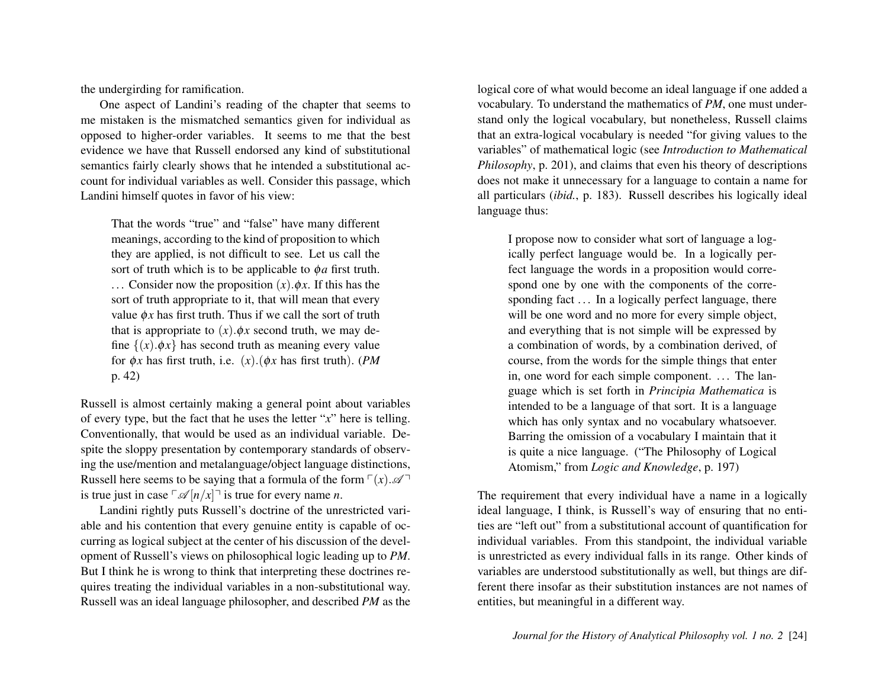the undergirding for ramification.

One aspect of Landini's reading of the chapter that seems to me mistaken is the mismatched semantics given for individual as opposed to higher-order variables. It seems to me that the best evidence we have that Russell endorsed any kind of substitutional semantics fairly clearly shows that he intended a substitutional account for individual variables as well. Consider this passage, which Landini himself quotes in favor of his view:

> That the words "true" and "false" have many different meanings, according to the kind of proposition to which they are applied, is not difficult to see. Let us call the sort of truth which is to be applicable to $\phi a$ first truth. … Consider now the proposition $(x).\phi x$. If this has the sort of truth appropriate to it, that will mean that every value $\phi x$ has first truth. Thus if we call the sort of truth that is appropriate to $(x).\phi x$ second truth, we may define $\{(x).\phi x\}$ has second truth as meaning every value for $\phi x$ has first truth, i.e. $(x).(\phi x$ has first truth). (*PM* p. 42)

Russell is almost certainly making a general point about variables of every type, but the fact that he uses the letter "$x$" here is telling. Conventionally, that would be used as an individual variable. Despite the sloppy presentation by contemporary standards of observing the use/mention and metalanguage/object language distinctions, Russell here seems to be saying that a formula of the form $\ulcorner(x).\mathscr{A}\urcorner$ is true just in case $\ulcorner\mathscr{A}[n/x]\urcorner$ is true for every name $n$.

Landini rightly puts Russell's doctrine of the unrestricted variable and his contention that every genuine entity is capable of occurring as logical subject at the center of his discussion of the development of Russell's views on philosophical logic leading up to *PM*. But I think he is wrong to think that interpreting these doctrines requires treating the individual variables in a non-substitutional way. Russell was an ideal language philosopher, and described *PM* as the logical core of what would become an ideal language if one added a vocabulary. To understand the mathematics of *PM*, one must understand only the logical vocabulary, but nonetheless, Russell claims that an extra-logical vocabulary is needed "for giving values to the variables" of mathematical logic (see *Introduction to Mathematical Philosophy*, p. 201), and claims that even his theory of descriptions does not make it unnecessary for a language to contain a name for all particulars (*ibid.*, p. 183). Russell describes his logically ideal language thus:

> I propose now to consider what sort of language a logically perfect language would be. In a logically perfect language the words in a proposition would correspond one by one with the components of the corresponding fact … In a logically perfect language, there will be one word and no more for every simple object, and everything that is not simple will be expressed by a combination of words, by a combination derived, of course, from the words for the simple things that enter in, one word for each simple component. … The language which is set forth in *Principia Mathematica* is intended to be a language of that sort. It is a language which has only syntax and no vocabulary whatsoever. Barring the omission of a vocabulary I maintain that it is quite a nice language. ("The Philosophy of Logical Atomism," from *Logic and Knowledge*, p. 197)

The requirement that every individual have a name in a logically ideal language, I think, is Russell's way of ensuring that no entities are "left out" from a substitutional account of quantification for individual variables. From this standpoint, the individual variable is unrestricted as every individual falls in its range. Other kinds of variables are understood substitutionally as well, but things are different there insofar as their substitution instances are not names of entities, but meaningful in a different way.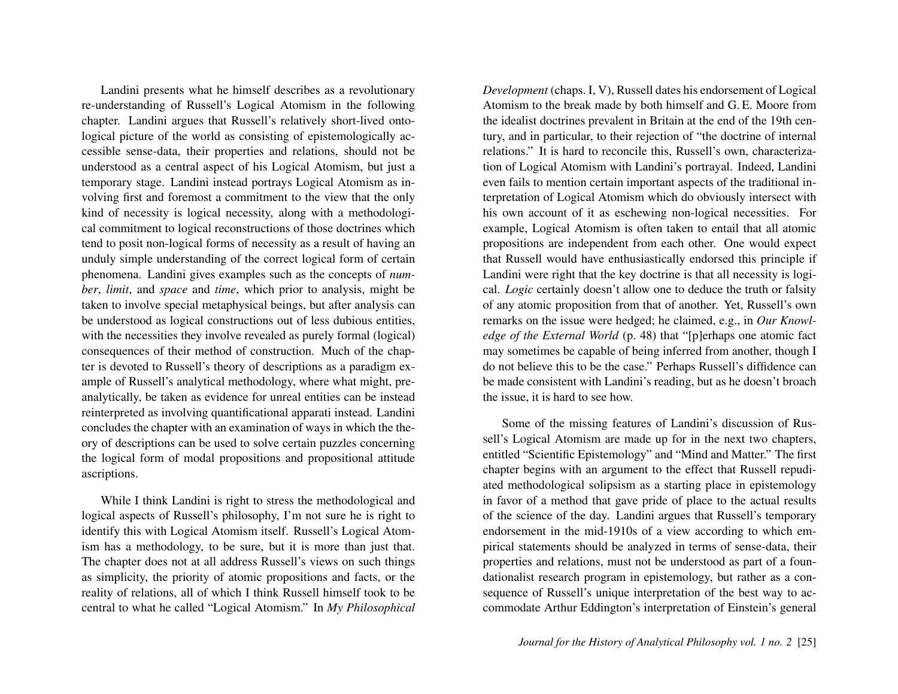Landini presents what he himself describes as a revolutionary re-understanding of Russell's Logical Atomism in the following chapter. Landini argues that Russell's relatively short-lived ontological picture of the world as consisting of epistemologically accessible sense-data, their properties and relations, should not be understood as a central aspect of his Logical Atomism, but just a temporary stage. Landini instead portrays Logical Atomism as involving first and foremost a commitment to the view that the only kind of necessity is logical necessity, along with a methodological commitment to logical reconstructions of those doctrines which tend to posit non-logical forms of necessity as a result of having an unduly simple understanding of the correct logical form of certain phenomena. Landini gives examples such as the concepts of *number*, *limit*, and *space* and *time*, which prior to analysis, might be taken to involve special metaphysical beings, but after analysis can be understood as logical constructions out of less dubious entities, with the necessities they involve revealed as purely formal (logical) consequences of their method of construction. Much of the chapter is devoted to Russell's theory of descriptions as a paradigm example of Russell's analytical methodology, where what might, pre-analytically, be taken as evidence for unreal entities can be instead reinterpreted as involving quantificational apparati instead. Landini concludes the chapter with an examination of ways in which the theory of descriptions can be used to solve certain puzzles concerning the logical form of modal propositions and propositional attitude ascriptions.

While I think Landini is right to stress the methodological and logical aspects of Russell's philosophy, I'm not sure he is right to identify this with Logical Atomism itself. Russell's Logical Atomism has a methodology, to be sure, but it is more than just that. The chapter does not at all address Russell's views on such things as simplicity, the priority of atomic propositions and facts, or the reality of relations, all of which I think Russell himself took to be central to what he called "Logical Atomism." In *My Philosophical Development* (chaps. I, V), Russell dates his endorsement of Logical Atomism to the break made by both himself and G. E. Moore from the idealist doctrines prevalent in Britain at the end of the 19th century, and in particular, to their rejection of "the doctrine of internal relations." It is hard to reconcile this, Russell's own, characterization of Logical Atomism with Landini's portrayal. Indeed, Landini even fails to mention certain important aspects of the traditional interpretation of Logical Atomism which do obviously intersect with his own account of it as eschewing non-logical necessities. For example, Logical Atomism is often taken to entail that all atomic propositions are independent from each other. One would expect that Russell would have enthusiastically endorsed this principle if Landini were right that the key doctrine is that all necessity is logical. *Logic* certainly doesn't allow one to deduce the truth or falsity of any atomic proposition from that of another. Yet, Russell's own remarks on the issue were hedged; he claimed, e.g., in *Our Knowledge of the External World* (p. 48) that "[p]erhaps one atomic fact may sometimes be capable of being inferred from another, though I do not believe this to be the case." Perhaps Russell's diffidence can be made consistent with Landini's reading, but as he doesn't broach the issue, it is hard to see how.

Some of the missing features of Landini's discussion of Russell's Logical Atomism are made up for in the next two chapters, entitled "Scientific Epistemology" and "Mind and Matter." The first chapter begins with an argument to the effect that Russell repudiated methodological solipsism as a starting place in epistemology in favor of a method that gave pride of place to the actual results of the science of the day. Landini argues that Russell's temporary endorsement in the mid-1910s of a view according to which empirical statements should be analyzed in terms of sense-data, their properties and relations, must not be understood as part of a foundationalist research program in epistemology, but rather as a consequence of Russell's unique interpretation of the best way to accommodate Arthur Eddington's interpretation of Einstein's general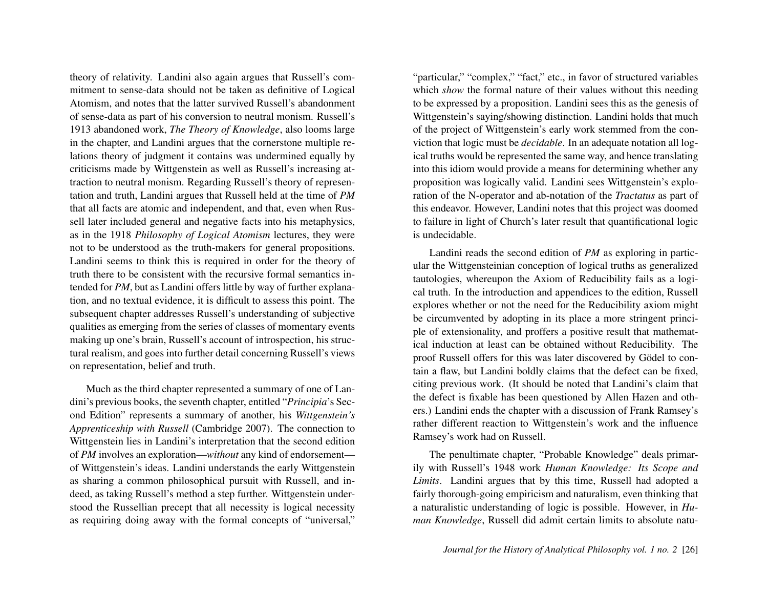theory of relativity. Landini also again argues that Russell's commitment to sense-data should not be taken as definitive of Logical Atomism, and notes that the latter survived Russell's abandonment of sense-data as part of his conversion to neutral monism. Russell's 1913 abandoned work, *The Theory of Knowledge*, also looms large in the chapter, and Landini argues that the cornerstone multiple relations theory of judgment it contains was undermined equally by criticisms made by Wittgenstein as well as Russell's increasing attraction to neutral monism. Regarding Russell's theory of representation and truth, Landini argues that Russell held at the time of *PM* that all facts are atomic and independent, and that, even when Russell later included general and negative facts into his metaphysics, as in the 1918 *Philosophy of Logical Atomism* lectures, they were not to be understood as the truth-makers for general propositions. Landini seems to think this is required in order for the theory of truth there to be consistent with the recursive formal semantics intended for *PM*, but as Landini offers little by way of further explanation, and no textual evidence, it is difficult to assess this point. The subsequent chapter addresses Russell's understanding of subjective qualities as emerging from the series of classes of momentary events making up one's brain, Russell's account of introspection, his structural realism, and goes into further detail concerning Russell's views on representation, belief and truth.

Much as the third chapter represented a summary of one of Landini's previous books, the seventh chapter, entitled "*Principia*'s Second Edition" represents a summary of another, his *Wittgenstein's Apprenticeship with Russell* (Cambridge 2007). The connection to Wittgenstein lies in Landini's interpretation that the second edition of *PM* involves an exploration—*without* any kind of endorsement—of Wittgenstein's ideas. Landini understands the early Wittgenstein as sharing a common philosophical pursuit with Russell, and indeed, as taking Russell's method a step further. Wittgenstein understood the Russellian precept that all necessity is logical necessity as requiring doing away with the formal concepts of "universal," "particular," "complex," "fact," etc., in favor of structured variables which *show* the formal nature of their values without this needing to be expressed by a proposition. Landini sees this as the genesis of Wittgenstein's saying/showing distinction. Landini holds that much of the project of Wittgenstein's early work stemmed from the conviction that logic must be *decidable*. In an adequate notation all logical truths would be represented the same way, and hence translating into this idiom would provide a means for determining whether any proposition was logically valid. Landini sees Wittgenstein's exploration of the N-operator and ab-notation of the *Tractatus* as part of this endeavor. However, Landini notes that this project was doomed to failure in light of Church's later result that quantificational logic is undecidable.

Landini reads the second edition of *PM* as exploring in particular the Wittgensteinian conception of logical truths as generalized tautologies, whereupon the Axiom of Reducibility fails as a logical truth. In the introduction and appendices to the edition, Russell explores whether or not the need for the Reducibility axiom might be circumvented by adopting in its place a more stringent principle of extensionality, and proffers a positive result that mathematical induction at least can be obtained without Reducibility. The proof Russell offers for this was later discovered by Gödel to contain a flaw, but Landini boldly claims that the defect can be fixed, citing previous work. (It should be noted that Landini's claim that the defect is fixable has been questioned by Allen Hazen and others.) Landini ends the chapter with a discussion of Frank Ramsey's rather different reaction to Wittgenstein's work and the influence Ramsey's work had on Russell.

The penultimate chapter, "Probable Knowledge" deals primarily with Russell's 1948 work *Human Knowledge: Its Scope and Limits*. Landini argues that by this time, Russell had adopted a fairly thorough-going empiricism and naturalism, even thinking that a naturalistic understanding of logic is possible. However, in *Human Knowledge*, Russell did admit certain limits to absolute natu-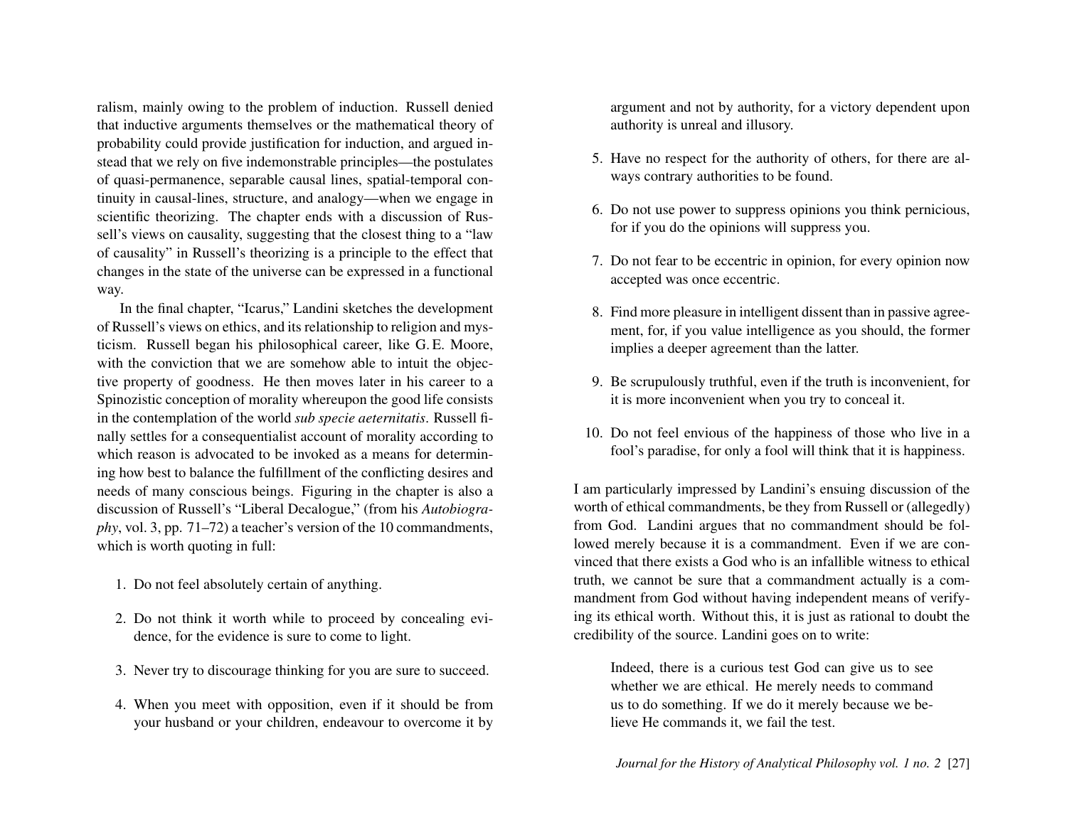ralism, mainly owing to the problem of induction. Russell denied that inductive arguments themselves or the mathematical theory of probability could provide justification for induction, and argued instead that we rely on five indemonstrable principles—the postulates of quasi-permanence, separable causal lines, spatial-temporal continuity in causal-lines, structure, and analogy—when we engage in scientific theorizing. The chapter ends with a discussion of Russell's views on causality, suggesting that the closest thing to a "law of causality" in Russell's theorizing is a principle to the effect that changes in the state of the universe can be expressed in a functional way.

In the final chapter, "Icarus," Landini sketches the development of Russell's views on ethics, and its relationship to religion and mysticism. Russell began his philosophical career, like G. E. Moore, with the conviction that we are somehow able to intuit the objective property of goodness. He then moves later in his career to a Spinozistic conception of morality whereupon the good life consists in the contemplation of the world *sub specie aeternitatis*. Russell finally settles for a consequentialist account of morality according to which reason is advocated to be invoked as a means for determining how best to balance the fulfillment of the conflicting desires and needs of many conscious beings. Figuring in the chapter is also a discussion of Russell's "Liberal Decalogue," (from his *Autobiography*, vol. 3, pp. 71–72) a teacher's version of the 10 commandments, which is worth quoting in full:

1. Do not feel absolutely certain of anything.
2. Do not think it worth while to proceed by concealing evidence, for the evidence is sure to come to light.
3. Never try to discourage thinking for you are sure to succeed.
4. When you meet with opposition, even if it should be from your husband or your children, endeavour to overcome it by argument and not by authority, for a victory dependent upon authority is unreal and illusory.
5. Have no respect for the authority of others, for there are always contrary authorities to be found.
6. Do not use power to suppress opinions you think pernicious, for if you do the opinions will suppress you.
7. Do not fear to be eccentric in opinion, for every opinion now accepted was once eccentric.
8. Find more pleasure in intelligent dissent than in passive agreement, for, if you value intelligence as you should, the former implies a deeper agreement than the latter.
9. Be scrupulously truthful, even if the truth is inconvenient, for it is more inconvenient when you try to conceal it.
10. Do not feel envious of the happiness of those who live in a fool's paradise, for only a fool will think that it is happiness.

I am particularly impressed by Landini's ensuing discussion of the worth of ethical commandments, be they from Russell or (allegedly) from God. Landini argues that no commandment should be followed merely because it is a commandment. Even if we are convinced that there exists a God who is an infallible witness to ethical truth, we cannot be sure that a commandment actually is a commandment from God without having independent means of verifying its ethical worth. Without this, it is just as rational to doubt the credibility of the source. Landini goes on to write:

> Indeed, there is a curious test God can give us to see whether we are ethical. He merely needs to command us to do something. If we do it merely because we believe He commands it, we fail the test.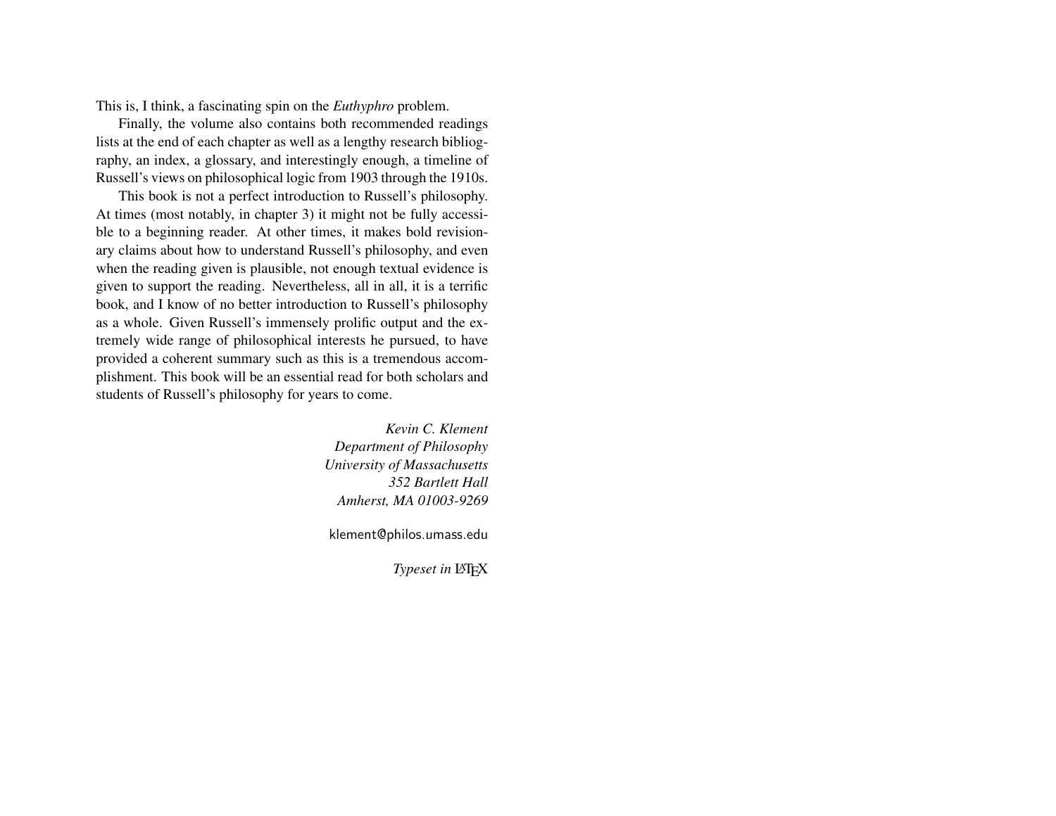This is, I think, a fascinating spin on the *Euthyphro* problem.

Finally, the volume also contains both recommended readings lists at the end of each chapter as well as a lengthy research bibliography, an index, a glossary, and interestingly enough, a timeline of Russell's views on philosophical logic from 1903 through the 1910s.

This book is not a perfect introduction to Russell's philosophy. At times (most notably, in chapter 3) it might not be fully accessible to a beginning reader. At other times, it makes bold revisionary claims about how to understand Russell's philosophy, and even when the reading given is plausible, not enough textual evidence is given to support the reading. Nevertheless, all in all, it is a terrific book, and I know of no better introduction to Russell's philosophy as a whole. Given Russell's immensely prolific output and the extremely wide range of philosophical interests he pursued, to have provided a coherent summary such as this is a tremendous accomplishment. This book will be an essential read for both scholars and students of Russell's philosophy for years to come.

*Kevin C. Klement*
*Department of Philosophy*
*University of Massachusetts*
*352 Bartlett Hall*
*Amherst, MA 01003-9269*

klement@philos.umass.edu

*Typeset in* LaTeX